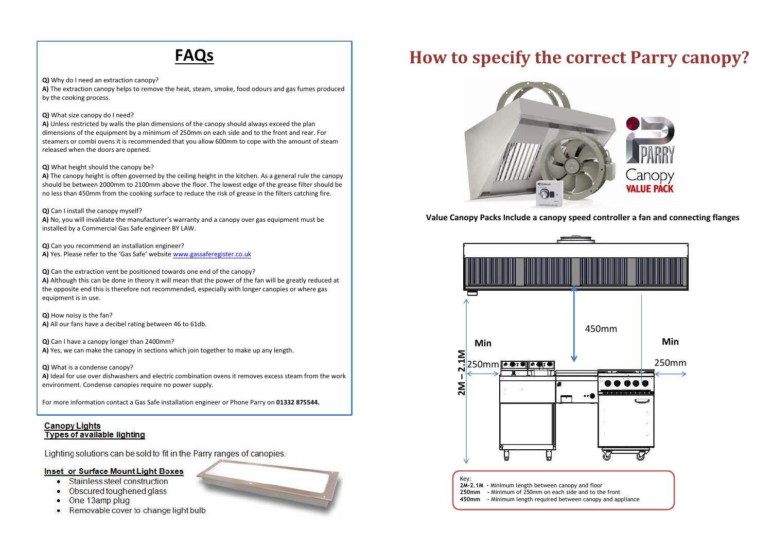# FAQs

**Q)** Why do I need an extraction canopy?
**A)** The extraction canopy helps to remove the heat, steam, smoke, food odours and gas fumes produced by the cooking process.

**Q)** What size canopy do I need?
**A)** Unless restricted by walls the plan dimensions of the canopy should always exceed the plan dimensions of the equipment by a minimum of 250mm on each side and to the front and rear. For steamers or combi ovens it is recommended that you allow 600mm to cope with the amount of steam released when the doors are opened.

**Q)** What height should the canopy be?
**A)** The canopy height is often governed by the ceiling height in the kitchen. As a general rule the canopy should be between 2000mm to 2100mm above the floor. The lowest edge of the grease filter should be no less than 450mm from the cooking surface to reduce the risk of grease in the filters catching fire.

**Q)** Can I install the canopy myself?
**A)** No, you will invalidate the manufacturer's warranty and a canopy over gas equipment must be installed by a Commercial Gas Safe engineer BY LAW.

**Q)** Can you recommend an installation engineer?
**A)** Yes. Please refer to the 'Gas Safe' website www.gassaferegister.co.uk

**Q)** Can the extraction vent be positioned towards one end of the canopy?
**A)** Although this can be done in theory it will mean that the power of the fan will be greatly reduced at the opposite end this is therefore not recommended, especially with longer canopies or where gas equipment is in use.

**Q)** How noisy is the fan?
**A)** All our fans have a decibel rating between 46 to 61db.

**Q)** Can I have a canopy longer than 2400mm?
**A)** Yes, we can make the canopy in sections which join together to make up any length.

**Q)** What is a condense canopy?
**A)** Ideal for use over dishwashers and electric combination ovens it removes excess steam from the work environment. Condense canopies require no power supply.

For more information contact a Gas Safe installation engineer or Phone Parry on **01332 875544.**

## Canopy Lights
## Types of available lighting

Lighting solutions can be sold to fit in the Parry ranges of canopies.

### Inset or Surface Mount Light Boxes

- Stainless steel construction
- Obscured toughened glass
- One 13amp plug
- Removable cover to change light bulb

# How to specify the correct Parry canopy?

PARRY Canopy VALUE PACK

**Value Canopy Packs Include a canopy speed controller a fan and connecting flanges**

2M – 2.1M

450mm

Min 250mm

Min 250mm

Key:
**2M-2.1M** - Minimum length between canopy and floor
**250mm** - Minimum of 250mm on each side and to the front
**450mm** - Minimum length required between canopy and appliance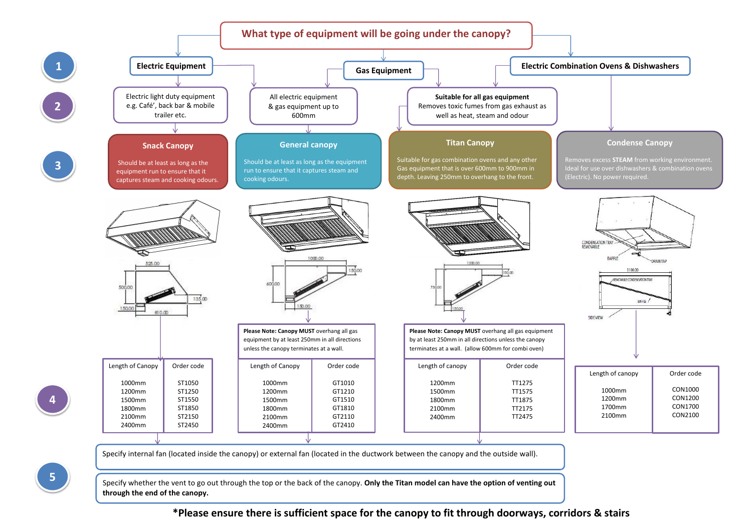# What type of equipment will be going under the canopy?

**1**

- Electric Equipment
- Gas Equipment
- Electric Combination Ovens & Dishwashers

**2**

- Electric light duty equipment e.g. Café', back bar & mobile trailer etc.
- All electric equipment & gas equipment up to 600mm
- **Suitable for all gas equipment** Removes toxic fumes from gas exhaust as well as heat, steam and odour

**3**

## Snack Canopy

Should be at least as long as the equipment run to ensure that it captures steam and cooking odours.

## General canopy

Should be at least as long as the equipment run to ensure that it captures steam and cooking odours.

## Titan Canopy

Suitable for gas combination ovens and any other Gas equipment that is over 600mm to 900mm in depth. Leaving 250mm to overhang to the front.

## Condense Canopy

Removes excess **STEAM** from working environment. Ideal for use over dishwashers & combination ovens (Electric). No power required.

525.00
500.00
150.00
810.00
135.00

1000.00
600.00
150.00
150.00

1200.00
750.00
150.00
150.00

CONDENSATION TRAY REMOVABLE
BAFFLE
DRAIN TAP
1100.00
REMOVABLE CONDENSATION TRAY
BAFFLE
SIDE VIEW

**Please Note: Canopy MUST** overhang all gas equipment by at least 250mm in all directions unless the canopy terminates at a wall.

**Please Note: Canopy MUST** overhang all gas equipment by at least 250mm in all directions unless the canopy terminates at a wall. (allow 600mm for combi oven)

**4**

| Length of Canopy | Order code |
|---|---|
| 1000mm | ST1050 |
| 1200mm | ST1250 |
| 1500mm | ST1550 |
| 1800mm | ST1850 |
| 2100mm | ST2150 |
| 2400mm | ST2450 |

| Length of Canopy | Order code |
|---|---|
| 1000mm | GT1010 |
| 1200mm | GT1210 |
| 1500mm | GT1510 |
| 1800mm | GT1810 |
| 2100mm | GT2110 |
| 2400mm | GT2410 |

| Length of canopy | Order code |
|---|---|
| 1200mm | TT1275 |
| 1500mm | TT1575 |
| 1800mm | TT1875 |
| 2100mm | TT2175 |
| 2400mm | TT2475 |

| Length of canopy | Order code |
|---|---|
| 1000mm | CON1000 |
| 1200mm | CON1200 |
| 1700mm | CON1700 |
| 2100mm | CON2100 |

**5**

Specify internal fan (located inside the canopy) or external fan (located in the ductwork between the canopy and the outside wall).

Specify whether the vent to go out through the top or the back of the canopy. **Only the Titan model can have the option of venting out through the end of the canopy.**

**\*Please ensure there is sufficient space for the canopy to fit through doorways, corridors & stairs**